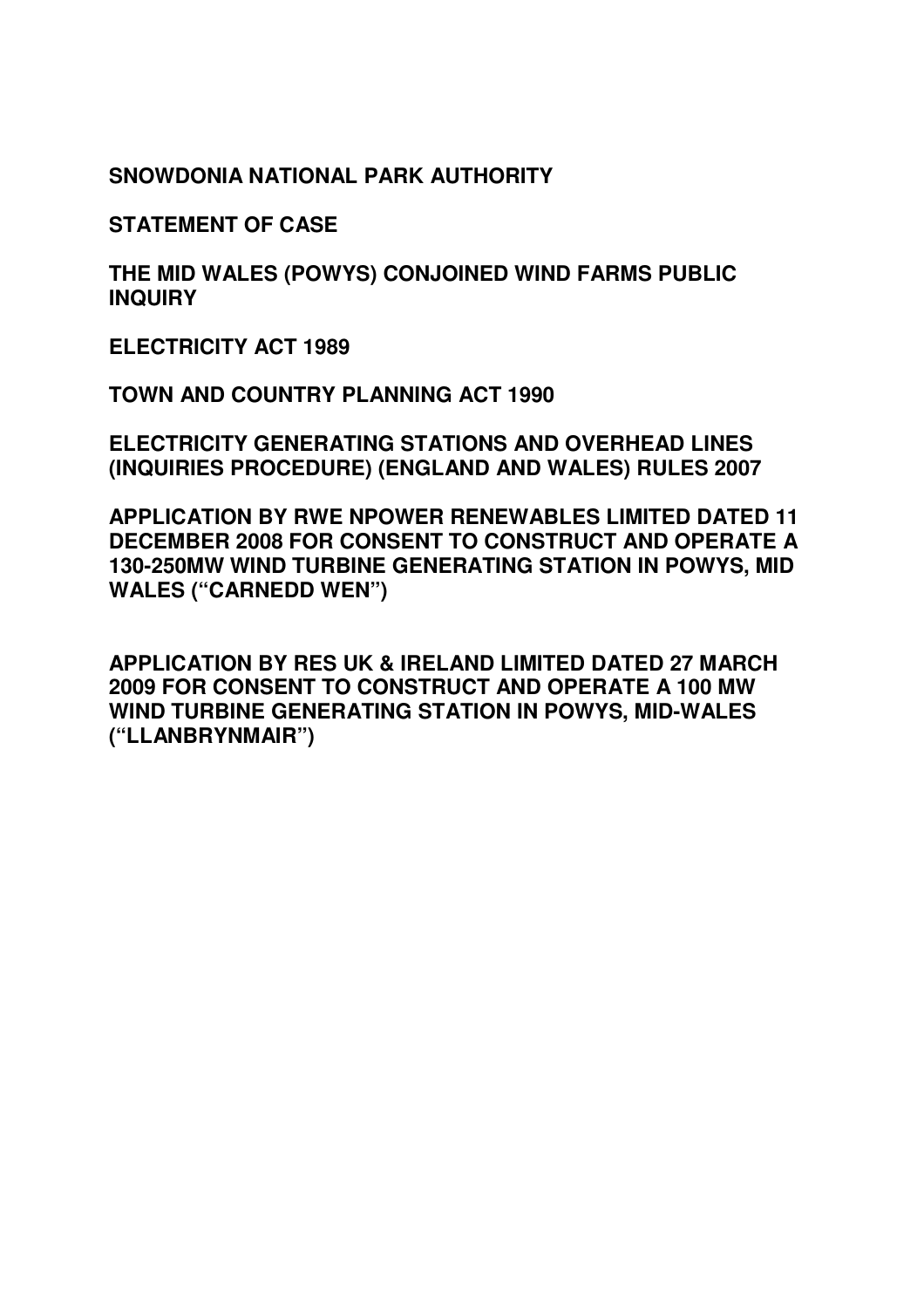**SNOWDONIA NATIONAL PARK AUTHORITY**

**STATEMENT OF CASE**

**THE MID WALES (POWYS) CONJOINED WIND FARMS PUBLIC INQUIRY**

**ELECTRICITY ACT 1989**

**TOWN AND COUNTRY PLANNING ACT 1990**

**ELECTRICITY GENERATING STATIONS AND OVERHEAD LINES (INQUIRIES PROCEDURE) (ENGLAND AND WALES) RULES 2007**

**APPLICATION BY RWE NPOWER RENEWABLES LIMITED DATED 11 DECEMBER 2008 FOR CONSENT TO CONSTRUCT AND OPERATE A 130-250MW WIND TURBINE GENERATING STATION IN POWYS, MID WALES ("CARNEDD WEN")**

**APPLICATION BY RES UK & IRELAND LIMITED DATED 27 MARCH 2009 FOR CONSENT TO CONSTRUCT AND OPERATE A 100 MW WIND TURBINE GENERATING STATION IN POWYS, MID-WALES ("LLANBRYNMAIR")**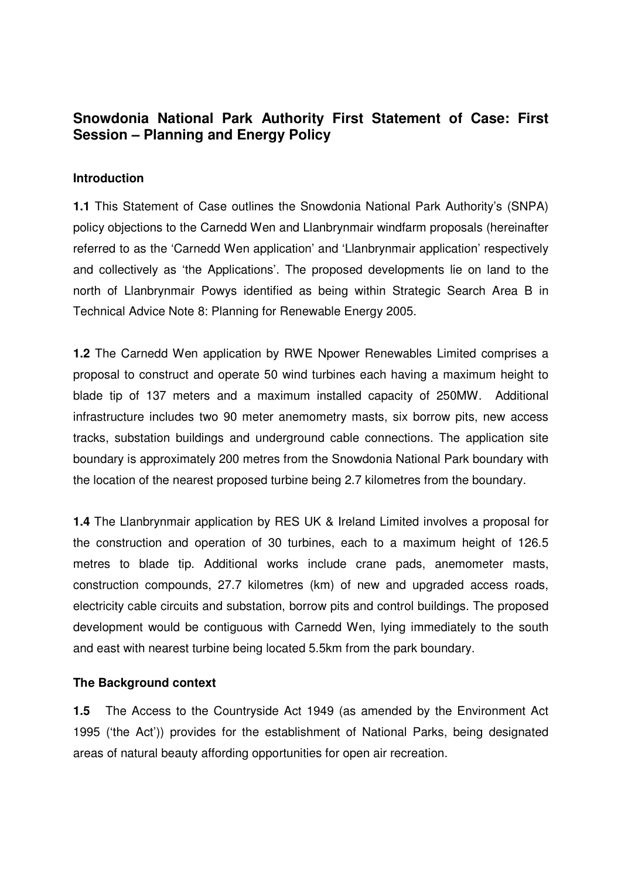# Snowdonia National Park Authority First Statement of Case: First Session – Planning and Energy Policy

## Introduction

**1.1** This Statement of Case outlines the Snowdonia National Park Authority's (SNPA) policy objections to the Carnedd Wen and Llanbrynmair windfarm proposals (hereinafter referred to as the 'Carnedd Wen application' and 'Llanbrynmair application' respectively and collectively as 'the Applications'. The proposed developments lie on land to the north of Llanbrynmair Powys identified as being within Strategic Search Area B in Technical Advice Note 8: Planning for Renewable Energy 2005.

**1.2** The Carnedd Wen application by RWE Npower Renewables Limited comprises a proposal to construct and operate 50 wind turbines each having a maximum height to blade tip of 137 meters and a maximum installed capacity of 250MW. Additional infrastructure includes two 90 meter anemometry masts, six borrow pits, new access tracks, substation buildings and underground cable connections. The application site boundary is approximately 200 metres from the Snowdonia National Park boundary with the location of the nearest proposed turbine being 2.7 kilometres from the boundary.

**1.4** The Llanbrynmair application by RES UK & Ireland Limited involves a proposal for the construction and operation of 30 turbines, each to a maximum height of 126.5 metres to blade tip. Additional works include crane pads, anemometer masts, construction compounds, 27.7 kilometres (km) of new and upgraded access roads, electricity cable circuits and substation, borrow pits and control buildings. The proposed development would be contiguous with Carnedd Wen, lying immediately to the south and east with nearest turbine being located 5.5km from the park boundary.

## The Background context

**1.5** The Access to the Countryside Act 1949 (as amended by the Environment Act 1995 ('the Act')) provides for the establishment of National Parks, being designated areas of natural beauty affording opportunities for open air recreation.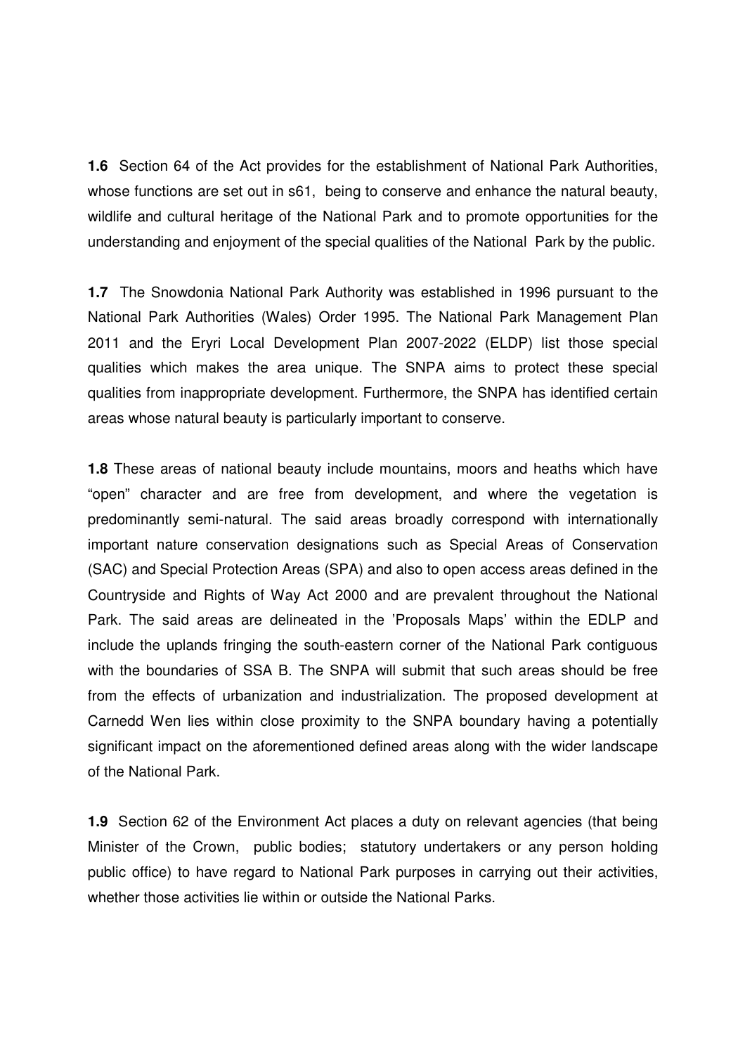**1.6** Section 64 of the Act provides for the establishment of National Park Authorities, whose functions are set out in s61, being to conserve and enhance the natural beauty, wildlife and cultural heritage of the National Park and to promote opportunities for the understanding and enjoyment of the special qualities of the National Park by the public.

**1.7** The Snowdonia National Park Authority was established in 1996 pursuant to the National Park Authorities (Wales) Order 1995. The National Park Management Plan 2011 and the Eryri Local Development Plan 2007-2022 (ELDP) list those special qualities which makes the area unique. The SNPA aims to protect these special qualities from inappropriate development. Furthermore, the SNPA has identified certain areas whose natural beauty is particularly important to conserve.

**1.8** These areas of national beauty include mountains, moors and heaths which have "open" character and are free from development, and where the vegetation is predominantly semi-natural. The said areas broadly correspond with internationally important nature conservation designations such as Special Areas of Conservation (SAC) and Special Protection Areas (SPA) and also to open access areas defined in the Countryside and Rights of Way Act 2000 and are prevalent throughout the National Park. The said areas are delineated in the 'Proposals Maps' within the EDLP and include the uplands fringing the south-eastern corner of the National Park contiguous with the boundaries of SSA B. The SNPA will submit that such areas should be free from the effects of urbanization and industrialization. The proposed development at Carnedd Wen lies within close proximity to the SNPA boundary having a potentially significant impact on the aforementioned defined areas along with the wider landscape of the National Park.

**1.9** Section 62 of the Environment Act places a duty on relevant agencies (that being Minister of the Crown, public bodies; statutory undertakers or any person holding public office) to have regard to National Park purposes in carrying out their activities, whether those activities lie within or outside the National Parks.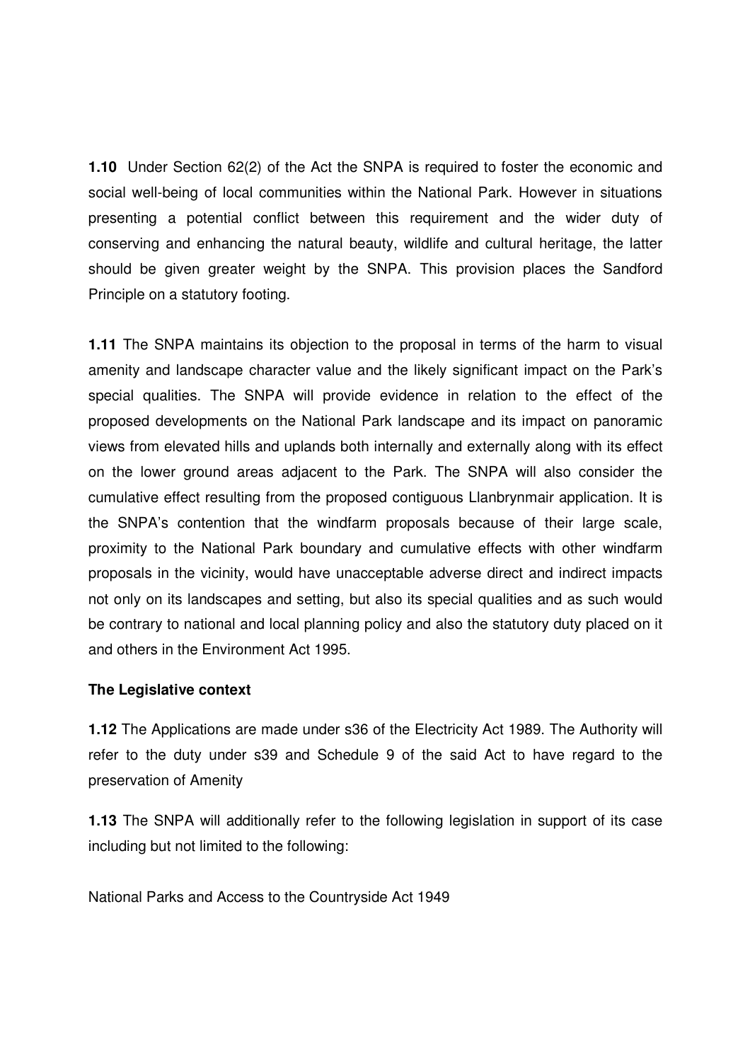**1.10** Under Section 62(2) of the Act the SNPA is required to foster the economic and social well-being of local communities within the National Park. However in situations presenting a potential conflict between this requirement and the wider duty of conserving and enhancing the natural beauty, wildlife and cultural heritage, the latter should be given greater weight by the SNPA. This provision places the Sandford Principle on a statutory footing.

**1.11** The SNPA maintains its objection to the proposal in terms of the harm to visual amenity and landscape character value and the likely significant impact on the Park's special qualities. The SNPA will provide evidence in relation to the effect of the proposed developments on the National Park landscape and its impact on panoramic views from elevated hills and uplands both internally and externally along with its effect on the lower ground areas adjacent to the Park. The SNPA will also consider the cumulative effect resulting from the proposed contiguous Llanbrynmair application. It is the SNPA's contention that the windfarm proposals because of their large scale, proximity to the National Park boundary and cumulative effects with other windfarm proposals in the vicinity, would have unacceptable adverse direct and indirect impacts not only on its landscapes and setting, but also its special qualities and as such would be contrary to national and local planning policy and also the statutory duty placed on it and others in the Environment Act 1995.

**The Legislative context**

**1.12** The Applications are made under s36 of the Electricity Act 1989. The Authority will refer to the duty under s39 and Schedule 9 of the said Act to have regard to the preservation of Amenity

**1.13** The SNPA will additionally refer to the following legislation in support of its case including but not limited to the following:

National Parks and Access to the Countryside Act 1949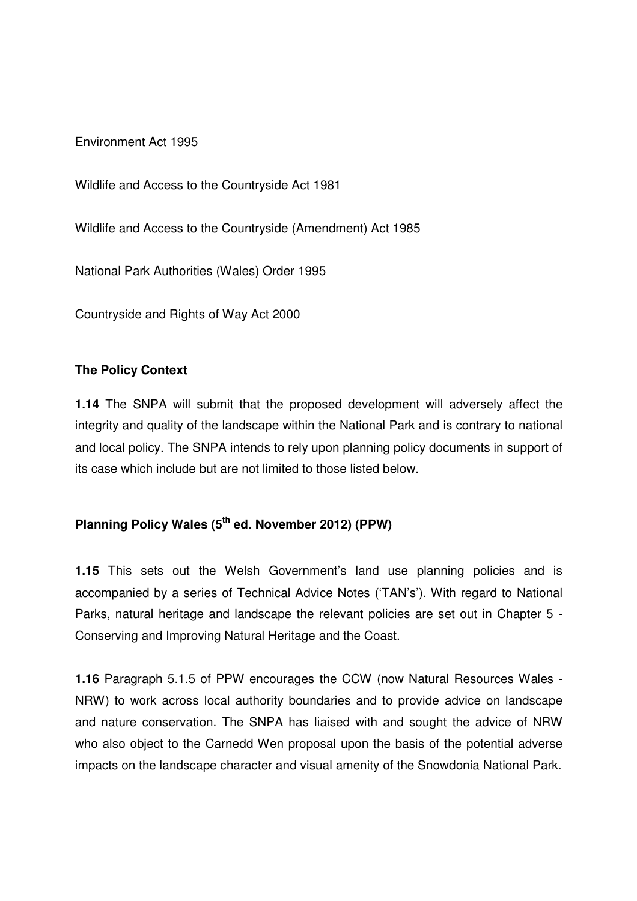Environment Act 1995

Wildlife and Access to the Countryside Act 1981

Wildlife and Access to the Countryside (Amendment) Act 1985

National Park Authorities (Wales) Order 1995

Countryside and Rights of Way Act 2000

**The Policy Context**

**1.14** The SNPA will submit that the proposed development will adversely affect the integrity and quality of the landscape within the National Park and is contrary to national and local policy. The SNPA intends to rely upon planning policy documents in support of its case which include but are not limited to those listed below.

**Planning Policy Wales (5th ed. November 2012) (PPW)**

**1.15** This sets out the Welsh Government's land use planning policies and is accompanied by a series of Technical Advice Notes ('TAN's'). With regard to National Parks, natural heritage and landscape the relevant policies are set out in Chapter 5 - Conserving and Improving Natural Heritage and the Coast.

**1.16** Paragraph 5.1.5 of PPW encourages the CCW (now Natural Resources Wales - NRW) to work across local authority boundaries and to provide advice on landscape and nature conservation. The SNPA has liaised with and sought the advice of NRW who also object to the Carnedd Wen proposal upon the basis of the potential adverse impacts on the landscape character and visual amenity of the Snowdonia National Park.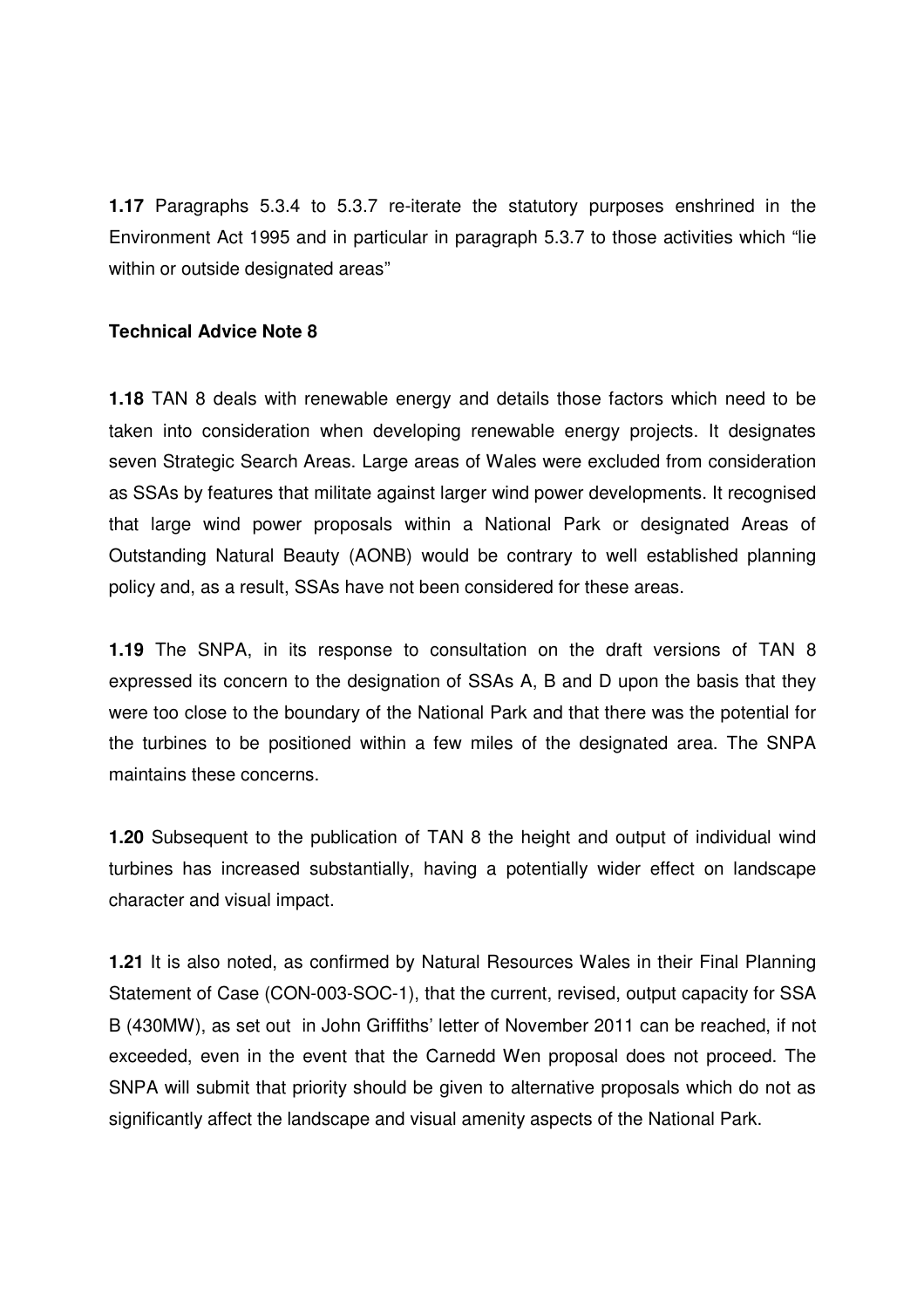**1.17** Paragraphs 5.3.4 to 5.3.7 re-iterate the statutory purposes enshrined in the Environment Act 1995 and in particular in paragraph 5.3.7 to those activities which "lie within or outside designated areas"

**Technical Advice Note 8**

**1.18** TAN 8 deals with renewable energy and details those factors which need to be taken into consideration when developing renewable energy projects. It designates seven Strategic Search Areas. Large areas of Wales were excluded from consideration as SSAs by features that militate against larger wind power developments. It recognised that large wind power proposals within a National Park or designated Areas of Outstanding Natural Beauty (AONB) would be contrary to well established planning policy and, as a result, SSAs have not been considered for these areas.

**1.19** The SNPA, in its response to consultation on the draft versions of TAN 8 expressed its concern to the designation of SSAs A, B and D upon the basis that they were too close to the boundary of the National Park and that there was the potential for the turbines to be positioned within a few miles of the designated area. The SNPA maintains these concerns.

**1.20** Subsequent to the publication of TAN 8 the height and output of individual wind turbines has increased substantially, having a potentially wider effect on landscape character and visual impact.

**1.21** It is also noted, as confirmed by Natural Resources Wales in their Final Planning Statement of Case (CON-003-SOC-1), that the current, revised, output capacity for SSA B (430MW), as set out in John Griffiths' letter of November 2011 can be reached, if not exceeded, even in the event that the Carnedd Wen proposal does not proceed. The SNPA will submit that priority should be given to alternative proposals which do not as significantly affect the landscape and visual amenity aspects of the National Park.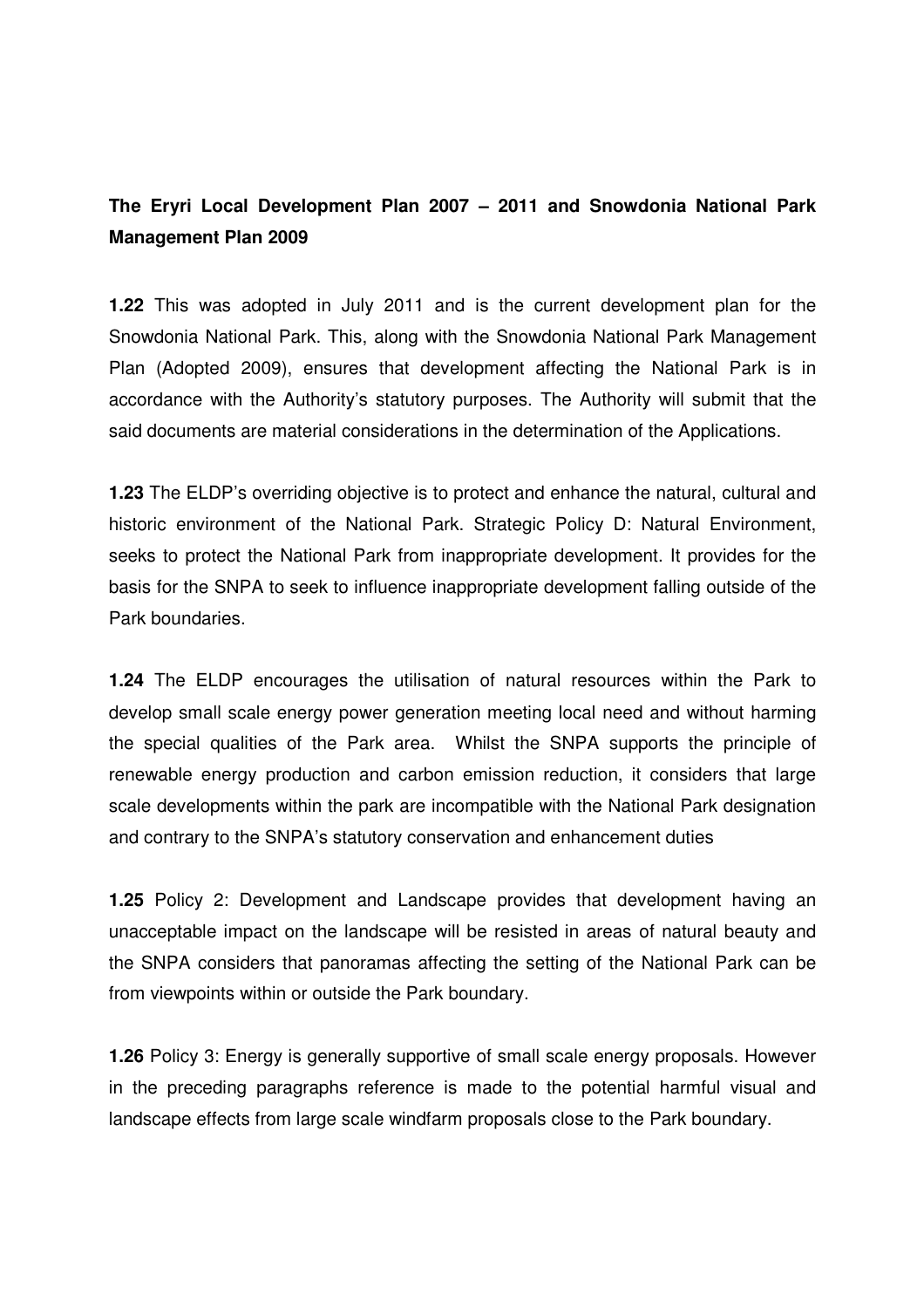**The Eryri Local Development Plan 2007 – 2011 and Snowdonia National Park Management Plan 2009**

**1.22** This was adopted in July 2011 and is the current development plan for the Snowdonia National Park. This, along with the Snowdonia National Park Management Plan (Adopted 2009), ensures that development affecting the National Park is in accordance with the Authority's statutory purposes. The Authority will submit that the said documents are material considerations in the determination of the Applications.

**1.23** The ELDP's overriding objective is to protect and enhance the natural, cultural and historic environment of the National Park. Strategic Policy D: Natural Environment, seeks to protect the National Park from inappropriate development. It provides for the basis for the SNPA to seek to influence inappropriate development falling outside of the Park boundaries.

**1.24** The ELDP encourages the utilisation of natural resources within the Park to develop small scale energy power generation meeting local need and without harming the special qualities of the Park area. Whilst the SNPA supports the principle of renewable energy production and carbon emission reduction, it considers that large scale developments within the park are incompatible with the National Park designation and contrary to the SNPA's statutory conservation and enhancement duties

**1.25** Policy 2: Development and Landscape provides that development having an unacceptable impact on the landscape will be resisted in areas of natural beauty and the SNPA considers that panoramas affecting the setting of the National Park can be from viewpoints within or outside the Park boundary.

**1.26** Policy 3: Energy is generally supportive of small scale energy proposals. However in the preceding paragraphs reference is made to the potential harmful visual and landscape effects from large scale windfarm proposals close to the Park boundary.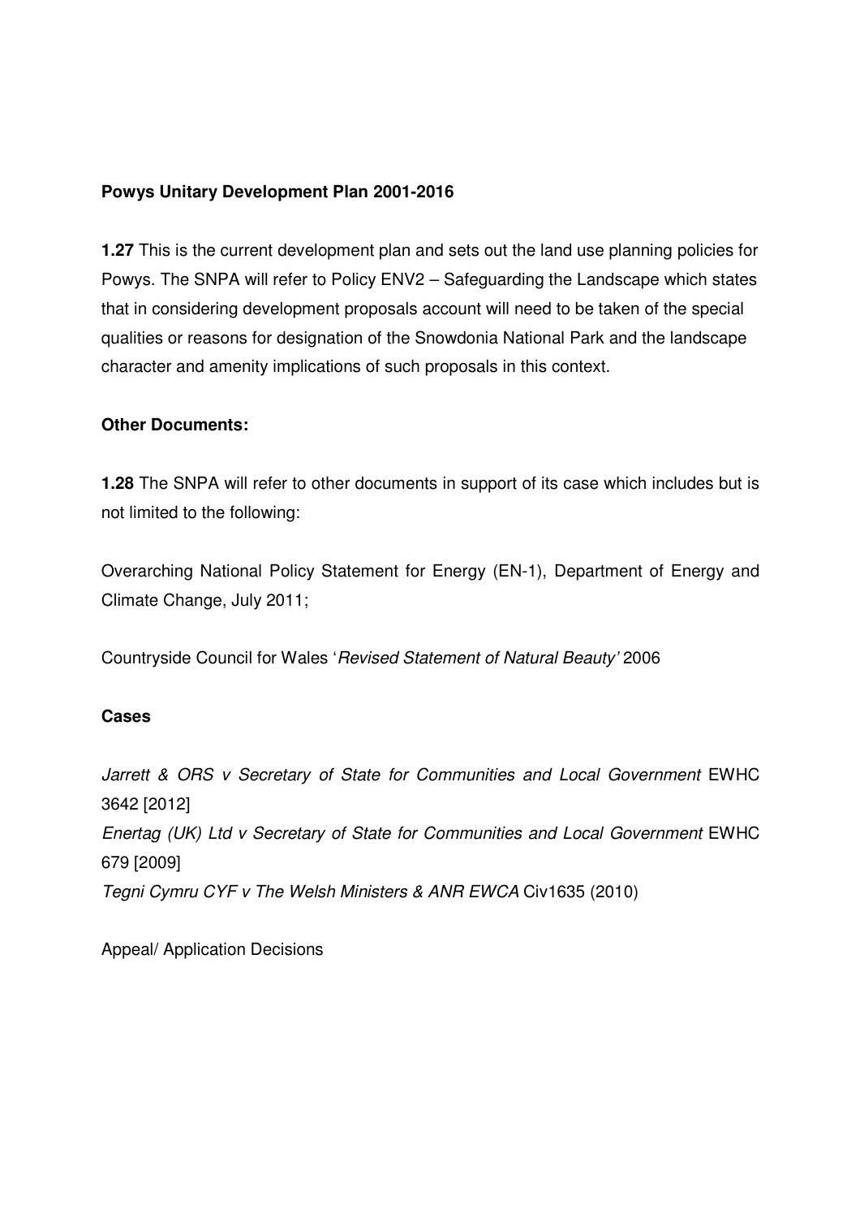**Powys Unitary Development Plan 2001-2016**

**1.27** This is the current development plan and sets out the land use planning policies for Powys. The SNPA will refer to Policy ENV2 – Safeguarding the Landscape which states that in considering development proposals account will need to be taken of the special qualities or reasons for designation of the Snowdonia National Park and the landscape character and amenity implications of such proposals in this context.

**Other Documents:**

**1.28** The SNPA will refer to other documents in support of its case which includes but is not limited to the following:

Overarching National Policy Statement for Energy (EN-1), Department of Energy and Climate Change, July 2011;

Countryside Council for Wales '*Revised Statement of Natural Beauty'* 2006

**Cases**

*Jarrett & ORS v Secretary of State for Communities and Local Government* EWHC 3642 [2012]
*Enertag (UK) Ltd v Secretary of State for Communities and Local Government* EWHC 679 [2009]
*Tegni Cymru CYF v The Welsh Ministers & ANR EWCA* Civ1635 (2010)

Appeal/ Application Decisions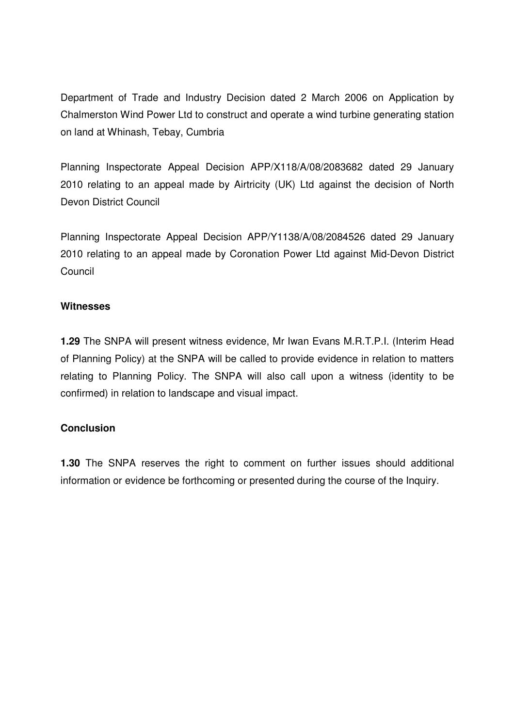Department of Trade and Industry Decision dated 2 March 2006 on Application by Chalmerston Wind Power Ltd to construct and operate a wind turbine generating station on land at Whinash, Tebay, Cumbria

Planning Inspectorate Appeal Decision APP/X118/A/08/2083682 dated 29 January 2010 relating to an appeal made by Airtricity (UK) Ltd against the decision of North Devon District Council

Planning Inspectorate Appeal Decision APP/Y1138/A/08/2084526 dated 29 January 2010 relating to an appeal made by Coronation Power Ltd against Mid-Devon District Council

**Witnesses**

**1.29** The SNPA will present witness evidence, Mr Iwan Evans M.R.T.P.I. (Interim Head of Planning Policy) at the SNPA will be called to provide evidence in relation to matters relating to Planning Policy. The SNPA will also call upon a witness (identity to be confirmed) in relation to landscape and visual impact.

**Conclusion**

**1.30** The SNPA reserves the right to comment on further issues should additional information or evidence be forthcoming or presented during the course of the Inquiry.